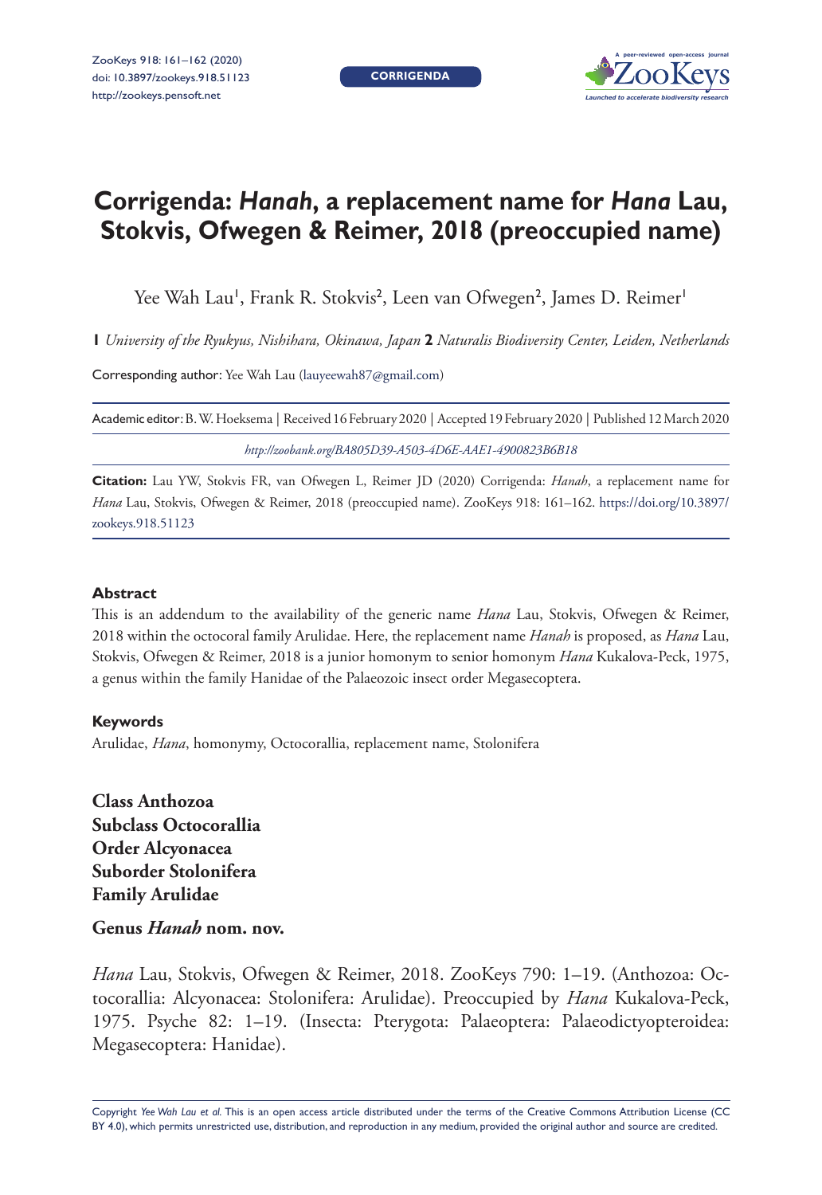CORRIGENDA

# Corrigenda: *Hanah*, a replacement name for *Hana* Lau, Stokvis, Ofwegen & Reimer, 2018 (preoccupied name)

Yee Wah Lau[1], Frank R. Stokvis[2], Leen van Ofwegen[2], James D. Reimer[1]

**1** *University of the Ryukyus, Nishihara, Okinawa, Japan* **2** *Naturalis Biodiversity Center, Leiden, Netherlands*

Corresponding author: Yee Wah Lau (lauyeewah87@gmail.com)

Academic editor: B. W. Hoeksema | Received 16 February 2020 | Accepted 19 February 2020 | Published 12 March 2020

*http://zoobank.org/BA805D39-A503-4D6E-AAE1-4900823B6B18*

**Citation:** Lau YW, Stokvis FR, van Ofwegen L, Reimer JD (2020) Corrigenda: *Hanah*, a replacement name for *Hana* Lau, Stokvis, Ofwegen & Reimer, 2018 (preoccupied name). ZooKeys 918: 161–162. https://doi.org/10.3897/zookeys.918.51123

## Abstract

This is an addendum to the availability of the generic name *Hana* Lau, Stokvis, Ofwegen & Reimer, 2018 within the octocoral family Arulidae. Here, the replacement name *Hanah* is proposed, as *Hana* Lau, Stokvis, Ofwegen & Reimer, 2018 is a junior homonym to senior homonym *Hana* Kukalova-Peck, 1975, a genus within the family Hanidae of the Palaeozoic insect order Megasecoptera.

## Keywords

Arulidae, *Hana*, homonymy, Octocorallia, replacement name, Stolonifera

**Class Anthozoa**
**Subclass Octocorallia**
**Order Alcyonacea**
**Suborder Stolonifera**
**Family Arulidae**

### Genus *Hanah* nom. nov.

*Hana* Lau, Stokvis, Ofwegen & Reimer, 2018. ZooKeys 790: 1–19. (Anthozoa: Octocorallia: Alcyonacea: Stolonifera: Arulidae). Preoccupied by *Hana* Kukalova-Peck, 1975. Psyche 82: 1–19. (Insecta: Pterygota: Palaeoptera: Palaeodictyopteroidea: Megasecoptera: Hanidae).

Copyright *Yee Wah Lau et al.* This is an open access article distributed under the terms of the Creative Commons Attribution License (CC BY 4.0), which permits unrestricted use, distribution, and reproduction in any medium, provided the original author and source are credited.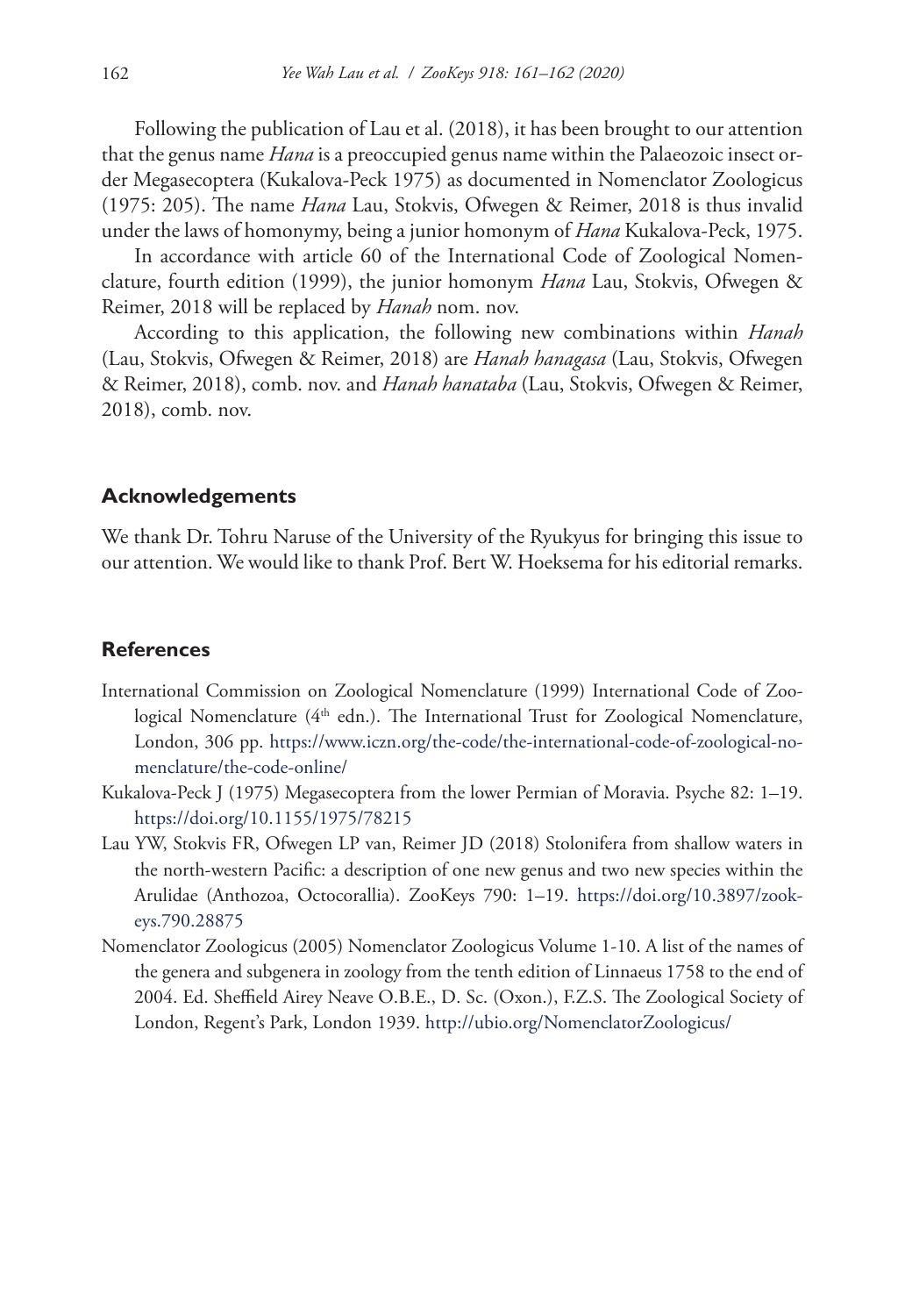Following the publication of Lau et al. (2018), it has been brought to our attention that the genus name *Hana* is a preoccupied genus name within the Palaeozoic insect order Megasecoptera (Kukalova-Peck 1975) as documented in Nomenclator Zoologicus (1975: 205). The name *Hana* Lau, Stokvis, Ofwegen & Reimer, 2018 is thus invalid under the laws of homonymy, being a junior homonym of *Hana* Kukalova-Peck, 1975.

In accordance with article 60 of the International Code of Zoological Nomenclature, fourth edition (1999), the junior homonym *Hana* Lau, Stokvis, Ofwegen & Reimer, 2018 will be replaced by *Hanah* nom. nov.

According to this application, the following new combinations within *Hanah* (Lau, Stokvis, Ofwegen & Reimer, 2018) are *Hanah hanagasa* (Lau, Stokvis, Ofwegen & Reimer, 2018), comb. nov. and *Hanah hanataba* (Lau, Stokvis, Ofwegen & Reimer, 2018), comb. nov.

## Acknowledgements

We thank Dr. Tohru Naruse of the University of the Ryukyus for bringing this issue to our attention. We would like to thank Prof. Bert W. Hoeksema for his editorial remarks.

## References

International Commission on Zoological Nomenclature (1999) International Code of Zoological Nomenclature (4th edn.). The International Trust for Zoological Nomenclature, London, 306 pp. https://www.iczn.org/the-code/the-international-code-of-zoological-nomenclature/the-code-online/

Kukalova-Peck J (1975) Megasecoptera from the lower Permian of Moravia. Psyche 82: 1–19. https://doi.org/10.1155/1975/78215

Lau YW, Stokvis FR, Ofwegen LP van, Reimer JD (2018) Stolonifera from shallow waters in the north-western Pacific: a description of one new genus and two new species within the Arulidae (Anthozoa, Octocorallia). ZooKeys 790: 1–19. https://doi.org/10.3897/zookeys.790.28875

Nomenclator Zoologicus (2005) Nomenclator Zoologicus Volume 1-10. A list of the names of the genera and subgenera in zoology from the tenth edition of Linnaeus 1758 to the end of 2004. Ed. Sheffield Airey Neave O.B.E., D. Sc. (Oxon.), F.Z.S. The Zoological Society of London, Regent's Park, London 1939. http://ubio.org/NomenclatorZoologicus/